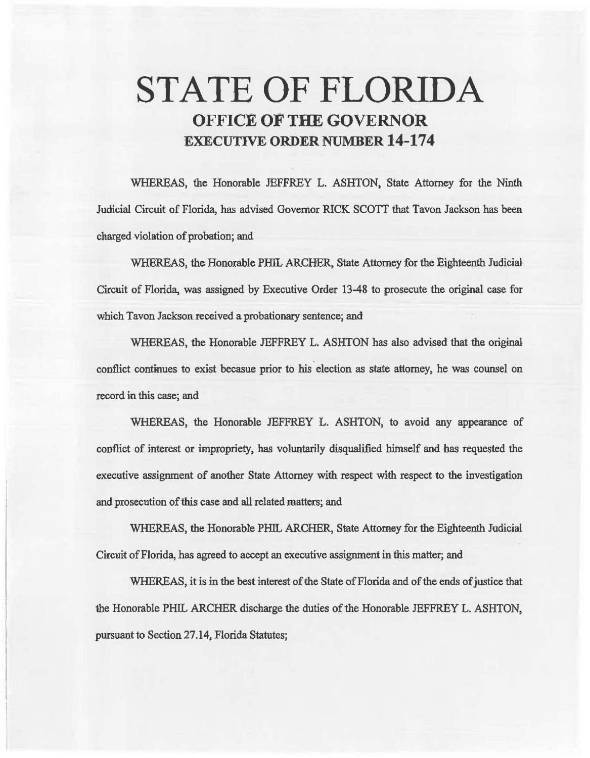# STATE OF FLORIDA

## OFFICE OF THE GOVERNOR

## EXECUTIVE ORDER NUMBER 14-174

WHEREAS, the Honorable JEFFREY L. ASHTON, State Attorney for the Ninth Judicial Circuit of Florida, has advised Governor RICK SCOTT that Tavon Jackson has been charged violation of probation; and

WHEREAS, the Honorable PHIL ARCHER, State Attorney for the Eighteenth Judicial Circuit of Florida, was assigned by Executive Order 13-48 to prosecute the original case for which Tavon Jackson received a probationary sentence; and

WHEREAS, the Honorable JEFFREY L. ASHTON has also advised that the original conflict continues to exist becasue prior to his election as state attorney, he was counsel on record in this case; and

WHEREAS, the Honorable JEFFREY L. ASHTON, to avoid any appearance of conflict of interest or impropriety, has voluntarily disqualified himself and has requested the executive assignment of another State Attorney with respect with respect to the investigation and prosecution of this case and all related matters; and

WHEREAS, the Honorable PHIL ARCHER, State Attorney for the Eighteenth Judicial Circuit of Florida, has agreed to accept an executive assignment in this matter; and

WHEREAS, it is in the best interest of the State of Florida and of the ends of justice that the Honorable PHIL ARCHER discharge the duties of the Honorable JEFFREY L. ASHTON, pursuant to Section 27.14, Florida Statutes;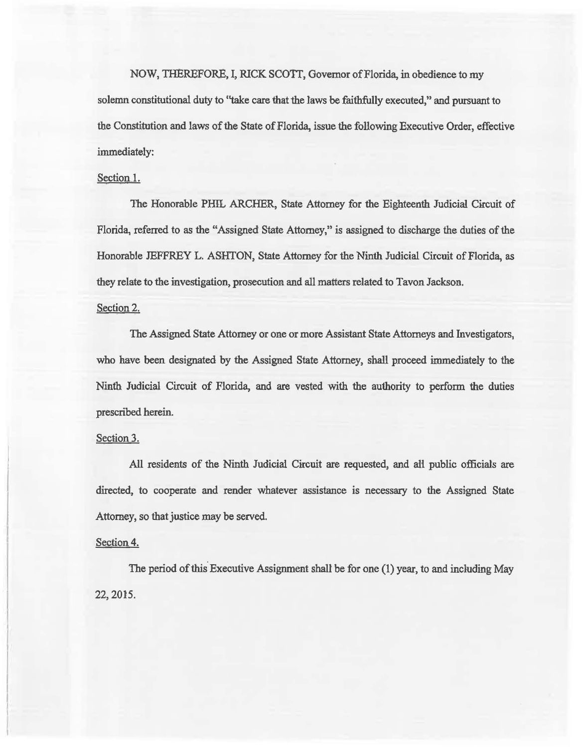NOW, THEREFORE, I, RICK SCOTT, Governor of Florida, in obedience to my solemn constitutional duty to "take care that the laws be faithfully executed," and pursuant to the Constitution and laws of the State of Florida, issue the following Executive Order, effective immediately:

Section 1.

The Honorable PHIL ARCHER, State Attorney for the Eighteenth Judicial Circuit of Florida, referred to as the "Assigned State Attorney," is assigned to discharge the duties of the Honorable JEFFREY L. ASHTON, State Attorney for the Ninth Judicial Circuit of Florida, as they relate to the investigation, prosecution and all matters related to Tavon Jackson.

Section 2.

The Assigned State Attorney or one or more Assistant State Attorneys and Investigators, who have been designated by the Assigned State Attorney, shall proceed immediately to the Ninth Judicial Circuit of Florida, and are vested with the authority to perform the duties prescribed herein.

Section 3.

All residents of the Ninth Judicial Circuit are requested, and all public officials are directed, to cooperate and render whatever assistance is necessary to the Assigned State Attorney, so that justice may be served.

Section 4.

The period of this Executive Assignment shall be for one (1) year, to and including May 22, 2015.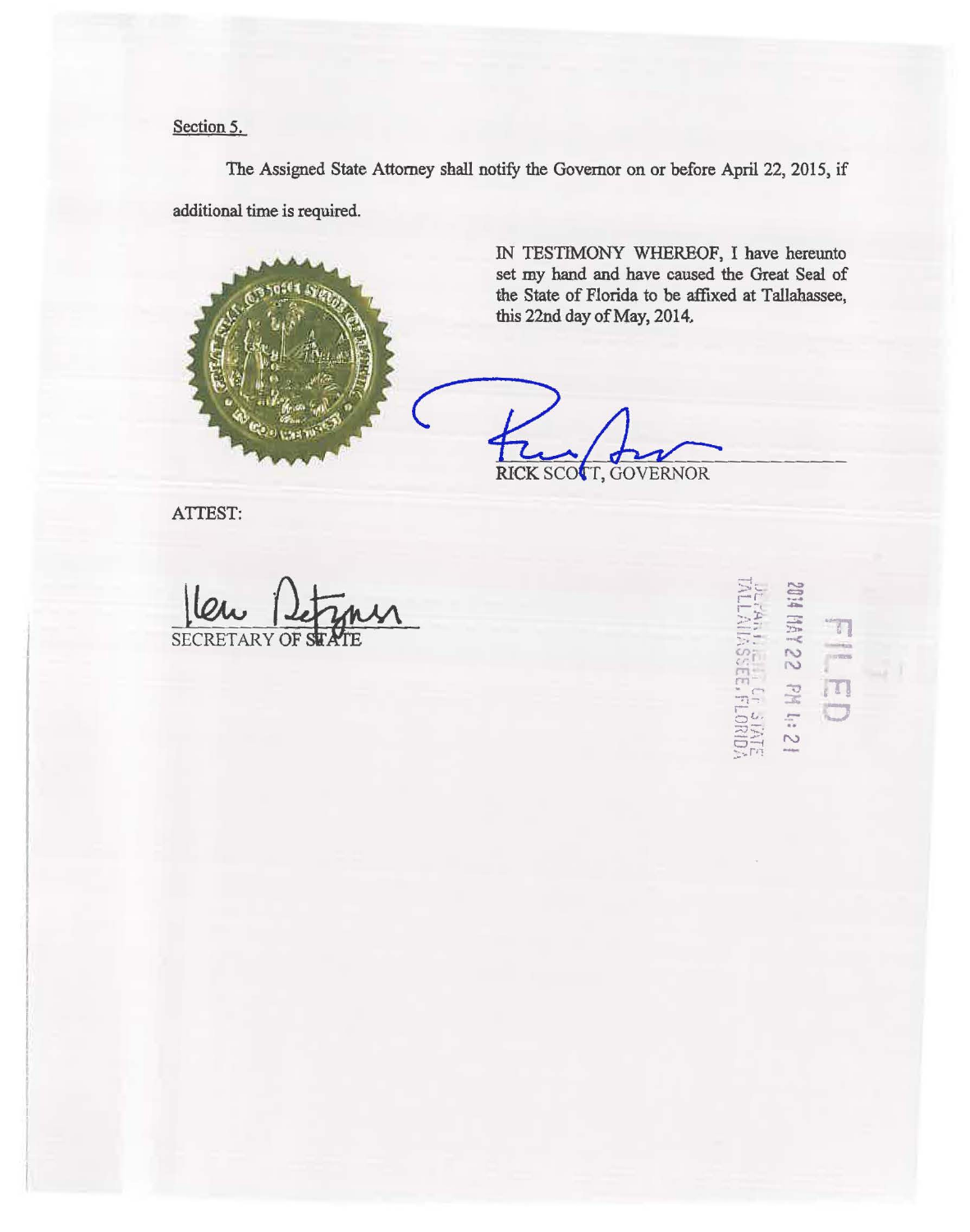Section 5.

The Assigned State Attorney shall notify the Governor on or before April 22, 2015, if additional time is required.

IN TESTIMONY WHEREOF, I have hereunto set my hand and have caused the Great Seal of the State of Florida to be affixed at Tallahassee, this 22nd day of May, 2014.

RICK SCOTT, GOVERNOR

ATTEST:

SECRETARY OF STATE

FILED

2014 MAY 22 PM 4:21

DEPARTMENT OF STATE
TALLAHASSEE, FLORIDA